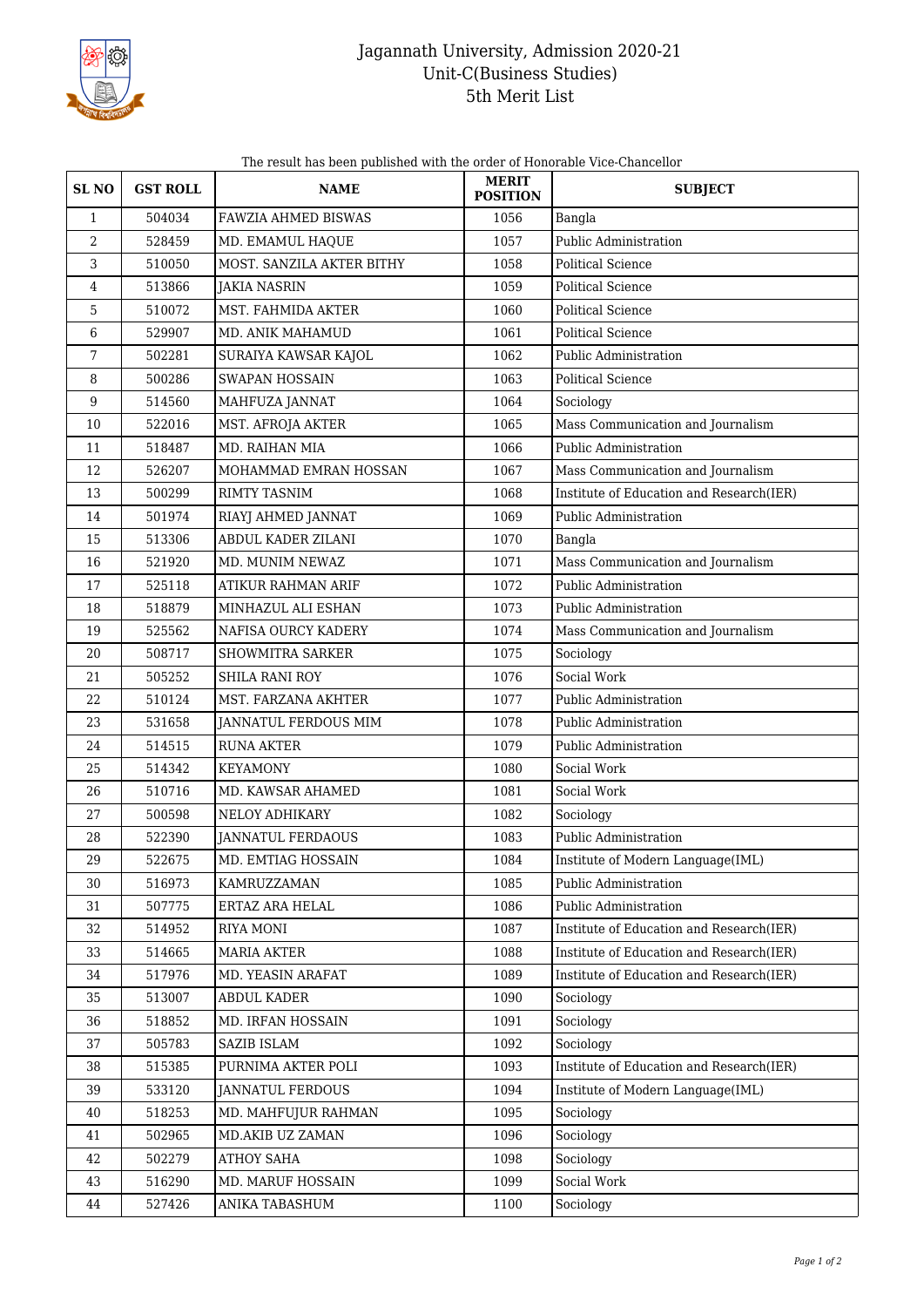# Jagannath University, Admission 2020-21
## Unit-C(Business Studies)
## 5th Merit List

The result has been published with the order of Honorable Vice-Chancellor

| SL NO | GST ROLL | NAME | MERIT POSITION | SUBJECT |
|---|---|---|---|---|
| 1 | 504034 | FAWZIA AHMED BISWAS | 1056 | Bangla |
| 2 | 528459 | MD. EMAMUL HAQUE | 1057 | Public Administration |
| 3 | 510050 | MOST. SANZILA AKTER BITHY | 1058 | Political Science |
| 4 | 513866 | JAKIA NASRIN | 1059 | Political Science |
| 5 | 510072 | MST. FAHMIDA AKTER | 1060 | Political Science |
| 6 | 529907 | MD. ANIK MAHAMUD | 1061 | Political Science |
| 7 | 502281 | SURAIYA KAWSAR KAJOL | 1062 | Public Administration |
| 8 | 500286 | SWAPAN HOSSAIN | 1063 | Political Science |
| 9 | 514560 | MAHFUZA JANNAT | 1064 | Sociology |
| 10 | 522016 | MST. AFROJA AKTER | 1065 | Mass Communication and Journalism |
| 11 | 518487 | MD. RAIHAN MIA | 1066 | Public Administration |
| 12 | 526207 | MOHAMMAD EMRAN HOSSAN | 1067 | Mass Communication and Journalism |
| 13 | 500299 | RIMTY TASNIM | 1068 | Institute of Education and Research(IER) |
| 14 | 501974 | RIAYJ AHMED JANNAT | 1069 | Public Administration |
| 15 | 513306 | ABDUL KADER ZILANI | 1070 | Bangla |
| 16 | 521920 | MD. MUNIM NEWAZ | 1071 | Mass Communication and Journalism |
| 17 | 525118 | ATIKUR RAHMAN ARIF | 1072 | Public Administration |
| 18 | 518879 | MINHAZUL ALI ESHAN | 1073 | Public Administration |
| 19 | 525562 | NAFISA OURCY KADERY | 1074 | Mass Communication and Journalism |
| 20 | 508717 | SHOWMITRA SARKER | 1075 | Sociology |
| 21 | 505252 | SHILA RANI ROY | 1076 | Social Work |
| 22 | 510124 | MST. FARZANA AKHTER | 1077 | Public Administration |
| 23 | 531658 | JANNATUL FERDOUS MIM | 1078 | Public Administration |
| 24 | 514515 | RUNA AKTER | 1079 | Public Administration |
| 25 | 514342 | KEYAMONY | 1080 | Social Work |
| 26 | 510716 | MD. KAWSAR AHAMED | 1081 | Social Work |
| 27 | 500598 | NELOY ADHIKARY | 1082 | Sociology |
| 28 | 522390 | JANNATUL FERDAOUS | 1083 | Public Administration |
| 29 | 522675 | MD. EMTIAG HOSSAIN | 1084 | Institute of Modern Language(IML) |
| 30 | 516973 | KAMRUZZAMAN | 1085 | Public Administration |
| 31 | 507775 | ERTAZ ARA HELAL | 1086 | Public Administration |
| 32 | 514952 | RIYA MONI | 1087 | Institute of Education and Research(IER) |
| 33 | 514665 | MARIA AKTER | 1088 | Institute of Education and Research(IER) |
| 34 | 517976 | MD. YEASIN ARAFAT | 1089 | Institute of Education and Research(IER) |
| 35 | 513007 | ABDUL KADER | 1090 | Sociology |
| 36 | 518852 | MD. IRFAN HOSSAIN | 1091 | Sociology |
| 37 | 505783 | SAZIB ISLAM | 1092 | Sociology |
| 38 | 515385 | PURNIMA AKTER POLI | 1093 | Institute of Education and Research(IER) |
| 39 | 533120 | JANNATUL FERDOUS | 1094 | Institute of Modern Language(IML) |
| 40 | 518253 | MD. MAHFUJUR RAHMAN | 1095 | Sociology |
| 41 | 502965 | MD.AKIB UZ ZAMAN | 1096 | Sociology |
| 42 | 502279 | ATHOY SAHA | 1098 | Sociology |
| 43 | 516290 | MD. MARUF HOSSAIN | 1099 | Social Work |
| 44 | 527426 | ANIKA TABASHUM | 1100 | Sociology |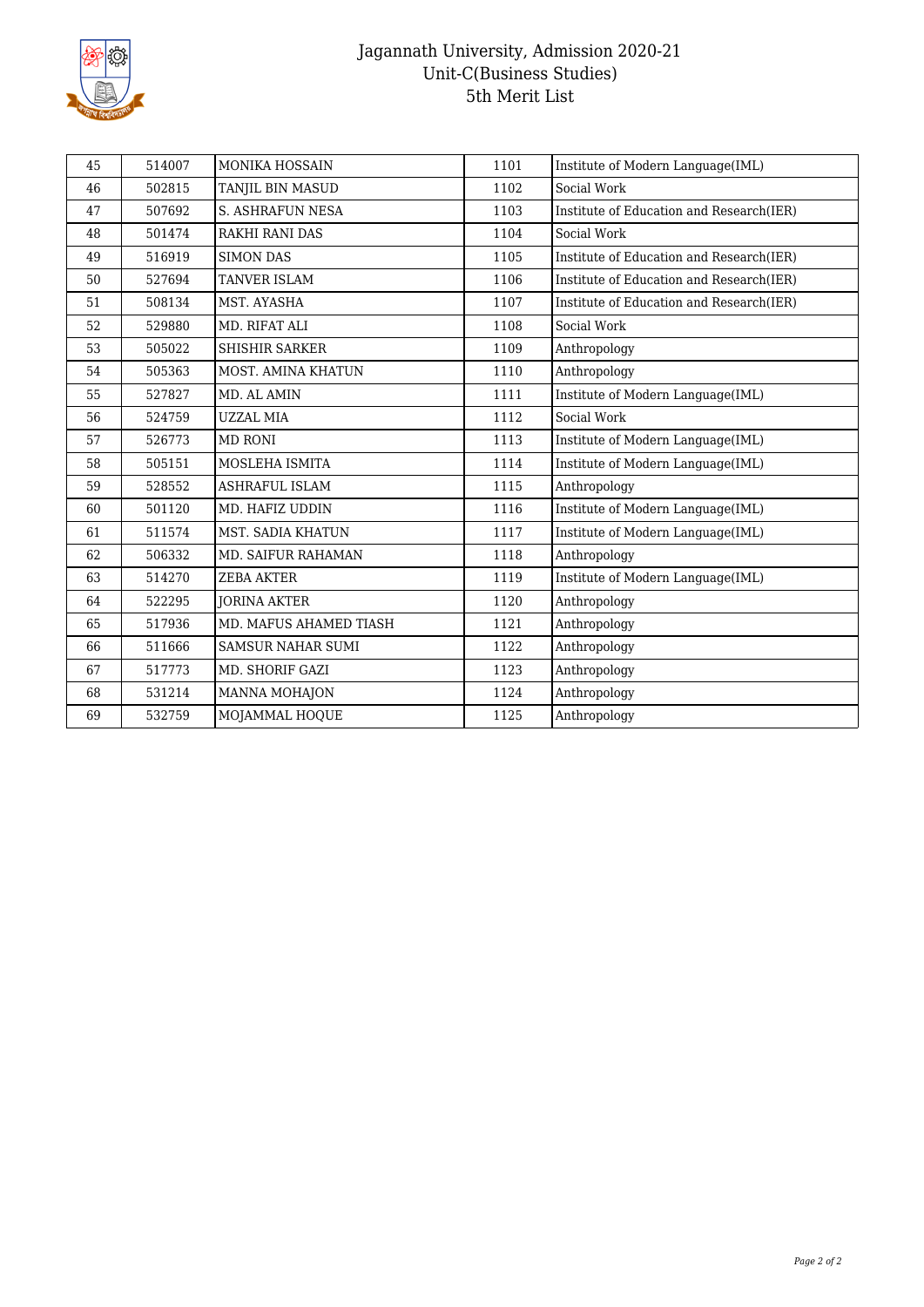# Jagannath University, Admission 2020-21
## Unit-C(Business Studies)
## 5th Merit List

| | | | | |
|---|---|---|---|---|
| 45 | 514007 | MONIKA HOSSAIN | 1101 | Institute of Modern Language(IML) |
| 46 | 502815 | TANJIL BIN MASUD | 1102 | Social Work |
| 47 | 507692 | S. ASHRAFUN NESA | 1103 | Institute of Education and Research(IER) |
| 48 | 501474 | RAKHI RANI DAS | 1104 | Social Work |
| 49 | 516919 | SIMON DAS | 1105 | Institute of Education and Research(IER) |
| 50 | 527694 | TANVER ISLAM | 1106 | Institute of Education and Research(IER) |
| 51 | 508134 | MST. AYASHA | 1107 | Institute of Education and Research(IER) |
| 52 | 529880 | MD. RIFAT ALI | 1108 | Social Work |
| 53 | 505022 | SHISHIR SARKER | 1109 | Anthropology |
| 54 | 505363 | MOST. AMINA KHATUN | 1110 | Anthropology |
| 55 | 527827 | MD. AL AMIN | 1111 | Institute of Modern Language(IML) |
| 56 | 524759 | UZZAL MIA | 1112 | Social Work |
| 57 | 526773 | MD RONI | 1113 | Institute of Modern Language(IML) |
| 58 | 505151 | MOSLEHA ISMITA | 1114 | Institute of Modern Language(IML) |
| 59 | 528552 | ASHRAFUL ISLAM | 1115 | Anthropology |
| 60 | 501120 | MD. HAFIZ UDDIN | 1116 | Institute of Modern Language(IML) |
| 61 | 511574 | MST. SADIA KHATUN | 1117 | Institute of Modern Language(IML) |
| 62 | 506332 | MD. SAIFUR RAHAMAN | 1118 | Anthropology |
| 63 | 514270 | ZEBA AKTER | 1119 | Institute of Modern Language(IML) |
| 64 | 522295 | JORINA AKTER | 1120 | Anthropology |
| 65 | 517936 | MD. MAFUS AHAMED TIASH | 1121 | Anthropology |
| 66 | 511666 | SAMSUR NAHAR SUMI | 1122 | Anthropology |
| 67 | 517773 | MD. SHORIF GAZI | 1123 | Anthropology |
| 68 | 531214 | MANNA MOHAJON | 1124 | Anthropology |
| 69 | 532759 | MOJAMMAL HOQUE | 1125 | Anthropology |